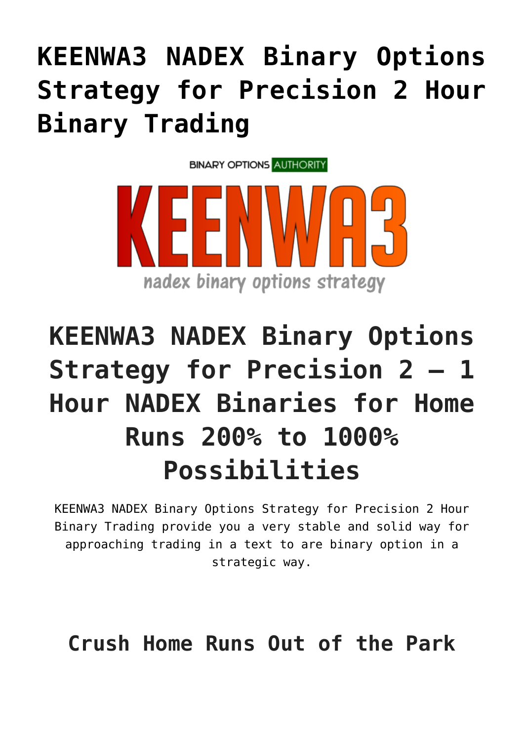# KEENWA3 NADEX Binary Options Strategy for Precision 2 Hour Binary Trading

BINARY OPTIONS AUTHORITY

KEENWA3

nadex binary options strategy

## KEENWA3 NADEX Binary Options Strategy for Precision 2 – 1 Hour NADEX Binaries for Home Runs 200% to 1000% Possibilities

KEENWA3 NADEX Binary Options Strategy for Precision 2 Hour Binary Trading provide you a very stable and solid way for approaching trading in a text to are binary option in a strategic way.

### Crush Home Runs Out of the Park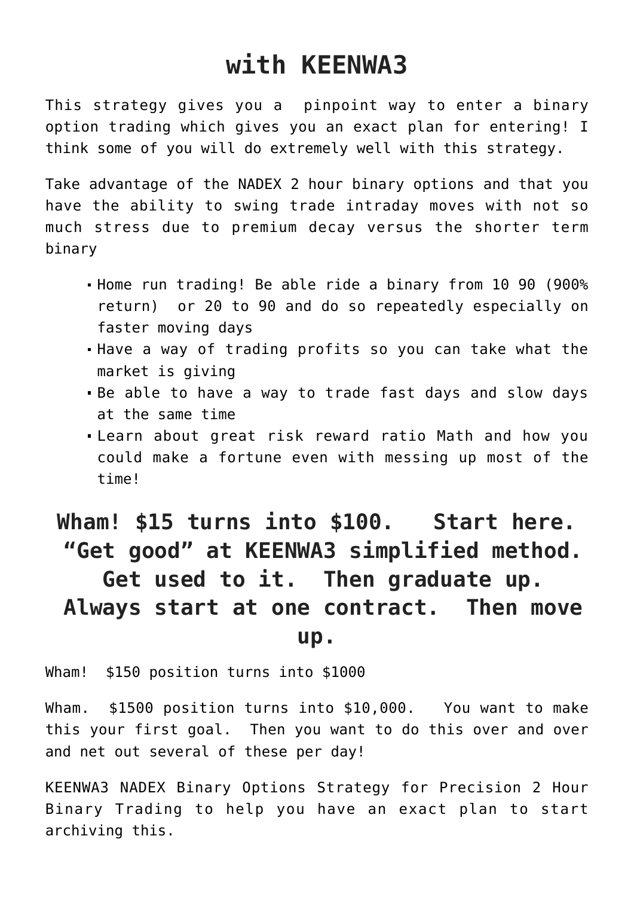# with KEENWA3

This strategy gives you a  pinpoint way to enter a binary option trading which gives you an exact plan for entering! I think some of you will do extremely well with this strategy.

Take advantage of the NADEX 2 hour binary options and that you have the ability to swing trade intraday moves with not so much stress due to premium decay versus the shorter term binary

- Home run trading! Be able ride a binary from 10 90 (900% return)  or 20 to 90 and do so repeatedly especially on faster moving days
- Have a way of trading profits so you can take what the market is giving
- Be able to have a way to trade fast days and slow days at the same time
- Learn about great risk reward ratio Math and how you could make a fortune even with messing up most of the time!

## Wham! $15 turns into $100.   Start here. "Get good" at KEENWA3 simplified method. Get used to it.  Then graduate up. Always start at one contract.  Then move up.

Wham!  $150 position turns into $1000

Wham.  $1500 position turns into $10,000.   You want to make this your first goal.  Then you want to do this over and over and net out several of these per day!

KEENWA3 NADEX Binary Options Strategy for Precision 2 Hour Binary Trading to help you have an exact plan to start archiving this.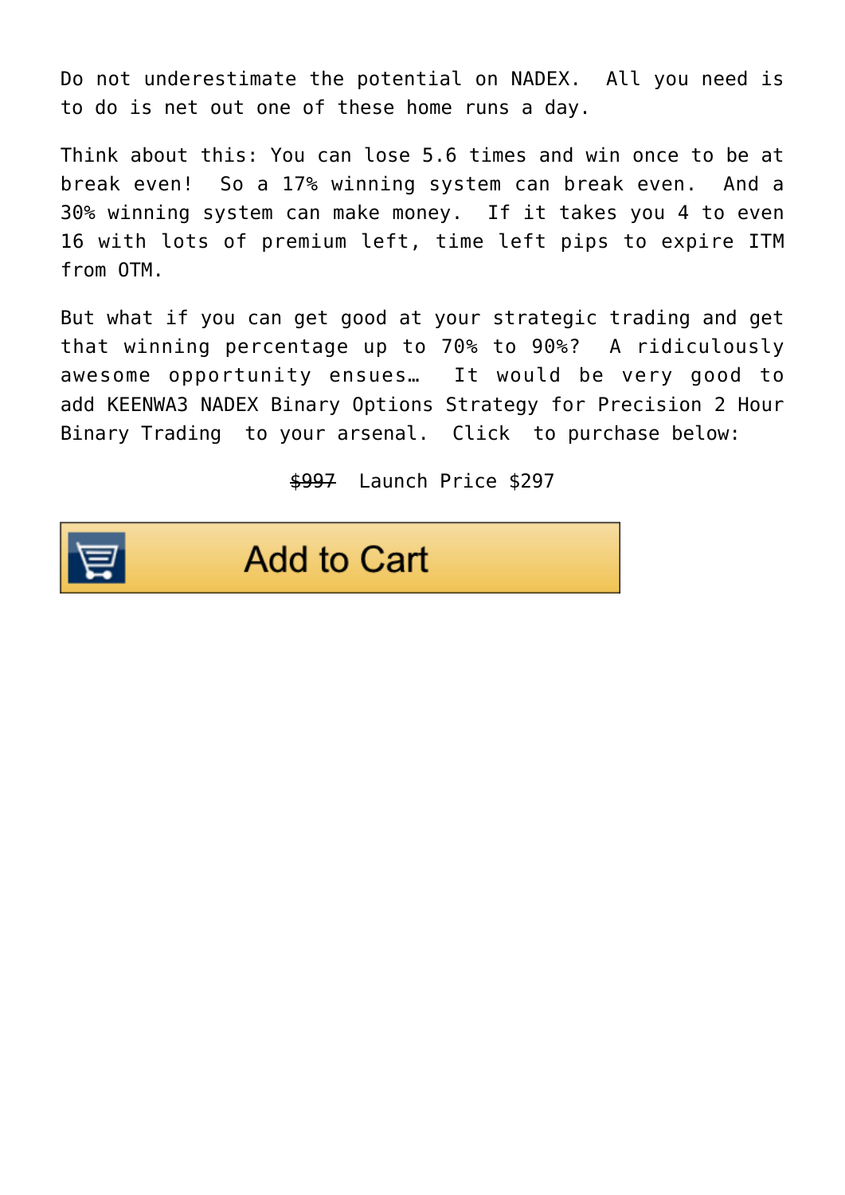Do not underestimate the potential on NADEX. All you need is to do is net out one of these home runs a day.

Think about this: You can lose 5.6 times and win once to be at break even! So a 17% winning system can break even. And a 30% winning system can make money. If it takes you 4 to even 16 with lots of premium left, time left pips to expire ITM from OTM.

But what if you can get good at your strategic trading and get that winning percentage up to 70% to 90%? A ridiculously awesome opportunity ensues… It would be very good to add KEENWA3 NADEX Binary Options Strategy for Precision 2 Hour Binary Trading to your arsenal. Click to purchase below:

~~$997~~ Launch Price $297

Add to Cart